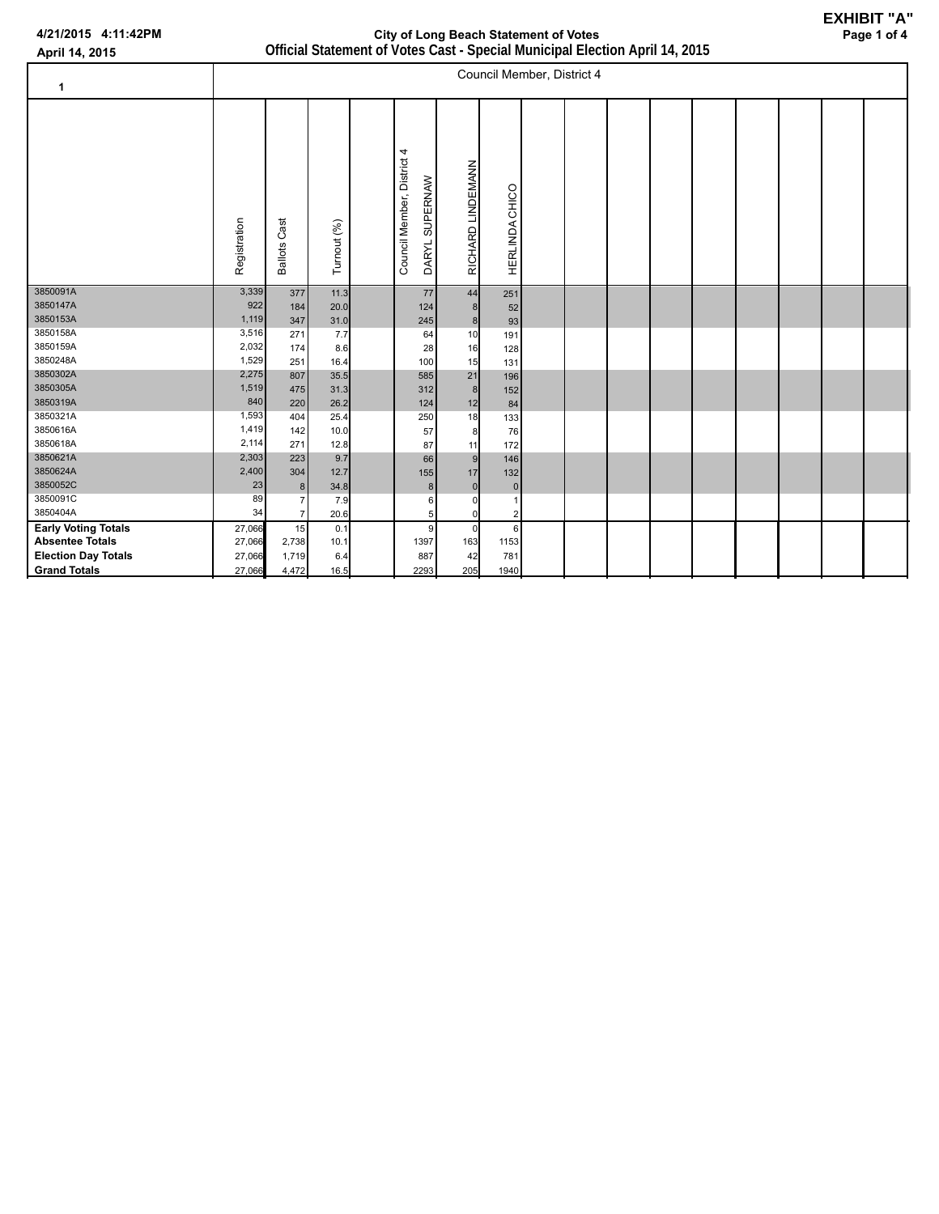**EXHIBIT "A"**

4/21/2015 4:11:42PM

April 14, 2015

## City of Long Beach Statement of Votes
## Official Statement of Votes Cast - Special Municipal Election April 14, 2015

| 1 | | | | Council Member, District 4 | | |
|---|---|---|---|---|---|---|
| | Registration | Ballots Cast | Turnout (%) | Council Member, District 4 DARYL SUPERNAW | RICHARD LINDEMANN | HERLINDA CHICO |
| 3850091A | 3,339 | 377 | 11.3 | 77 | 44 | 251 |
| 3850147A | 922 | 184 | 20.0 | 124 | 8 | 52 |
| 3850153A | 1,119 | 347 | 31.0 | 245 | 8 | 93 |
| 3850158A | 3,516 | 271 | 7.7 | 64 | 10 | 191 |
| 3850159A | 2,032 | 174 | 8.6 | 28 | 16 | 128 |
| 3850248A | 1,529 | 251 | 16.4 | 100 | 15 | 131 |
| 3850302A | 2,275 | 807 | 35.5 | 585 | 21 | 196 |
| 3850305A | 1,519 | 475 | 31.3 | 312 | 8 | 152 |
| 3850319A | 840 | 220 | 26.2 | 124 | 12 | 84 |
| 3850321A | 1,593 | 404 | 25.4 | 250 | 18 | 133 |
| 3850616A | 1,419 | 142 | 10.0 | 57 | 8 | 76 |
| 3850618A | 2,114 | 271 | 12.8 | 87 | 11 | 172 |
| 3850621A | 2,303 | 223 | 9.7 | 66 | 9 | 146 |
| 3850624A | 2,400 | 304 | 12.7 | 155 | 17 | 132 |
| 3850052C | 23 | 8 | 34.8 | 8 | 0 | 0 |
| 3850091C | 89 | 7 | 7.9 | 6 | 0 | 1 |
| 3850404A | 34 | 7 | 20.6 | 5 | 0 | 2 |
| **Early Voting Totals** | 27,066 | 15 | 0.1 | 9 | 0 | 6 |
| **Absentee Totals** | 27,066 | 2,738 | 10.1 | 1397 | 163 | 1153 |
| **Election Day Totals** | 27,066 | 1,719 | 6.4 | 887 | 42 | 781 |
| **Grand Totals** | 27,066 | 4,472 | 16.5 | 2293 | 205 | 1940 |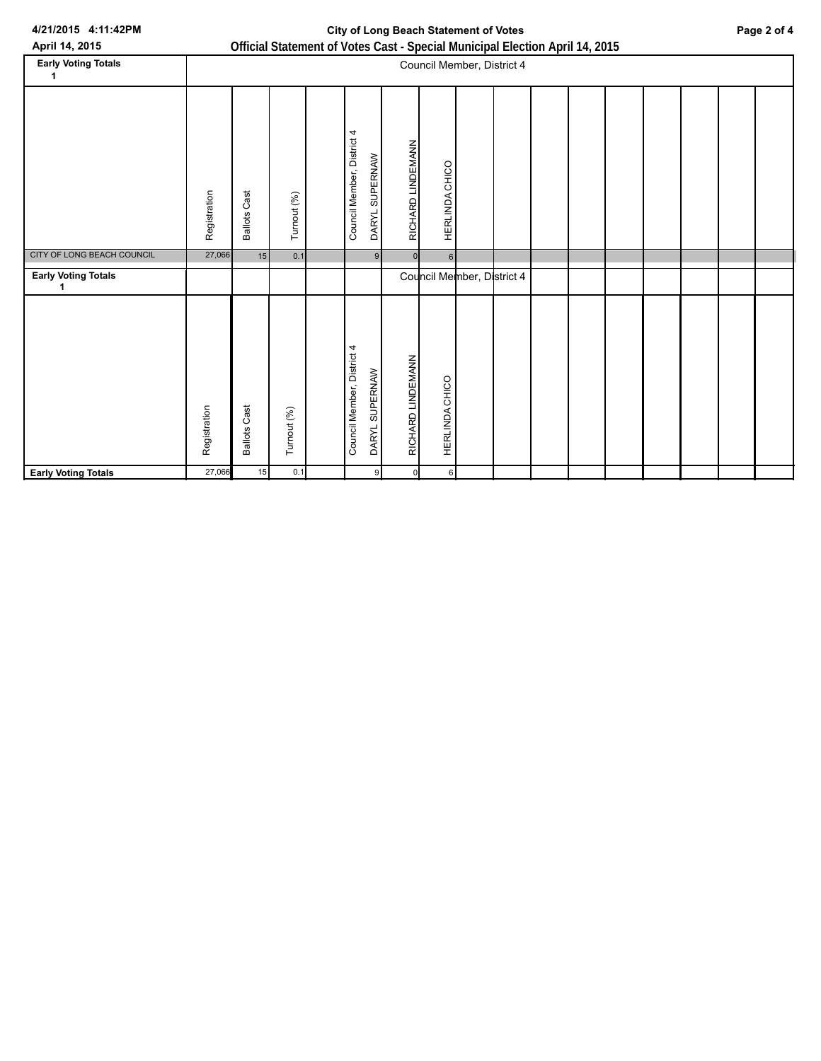**Official Statement of Votes Cast - Special Municipal Election April 14, 2015**

**City of Long Beach Statement of Votes**

April 14, 2015

4/21/2015 4:11:42PM

| Early Voting Totals 1 | Council Member, District 4 | | | | | | |
|---|---|---|---|---|---|---|---|
| | Registration | Ballots Cast | Turnout (%) | | Council Member, District 4 DARYL SUPERNAW | RICHARD LINDEMANN | HERLINDA CHICO |
| CITY OF LONG BEACH COUNCIL | 27,066 | 15 | 0.1 | | 9 | 0 | 6 |

| Early Voting Totals 1 | Council Member, District 4 | | | | | | |
|---|---|---|---|---|---|---|---|
| | Registration | Ballots Cast | Turnout (%) | | Council Member, District 4 DARYL SUPERNAW | RICHARD LINDEMANN | HERLINDA CHICO |
| **Early Voting Totals** | 27,066 | 15 | 0.1 | | 9 | 0 | 6 |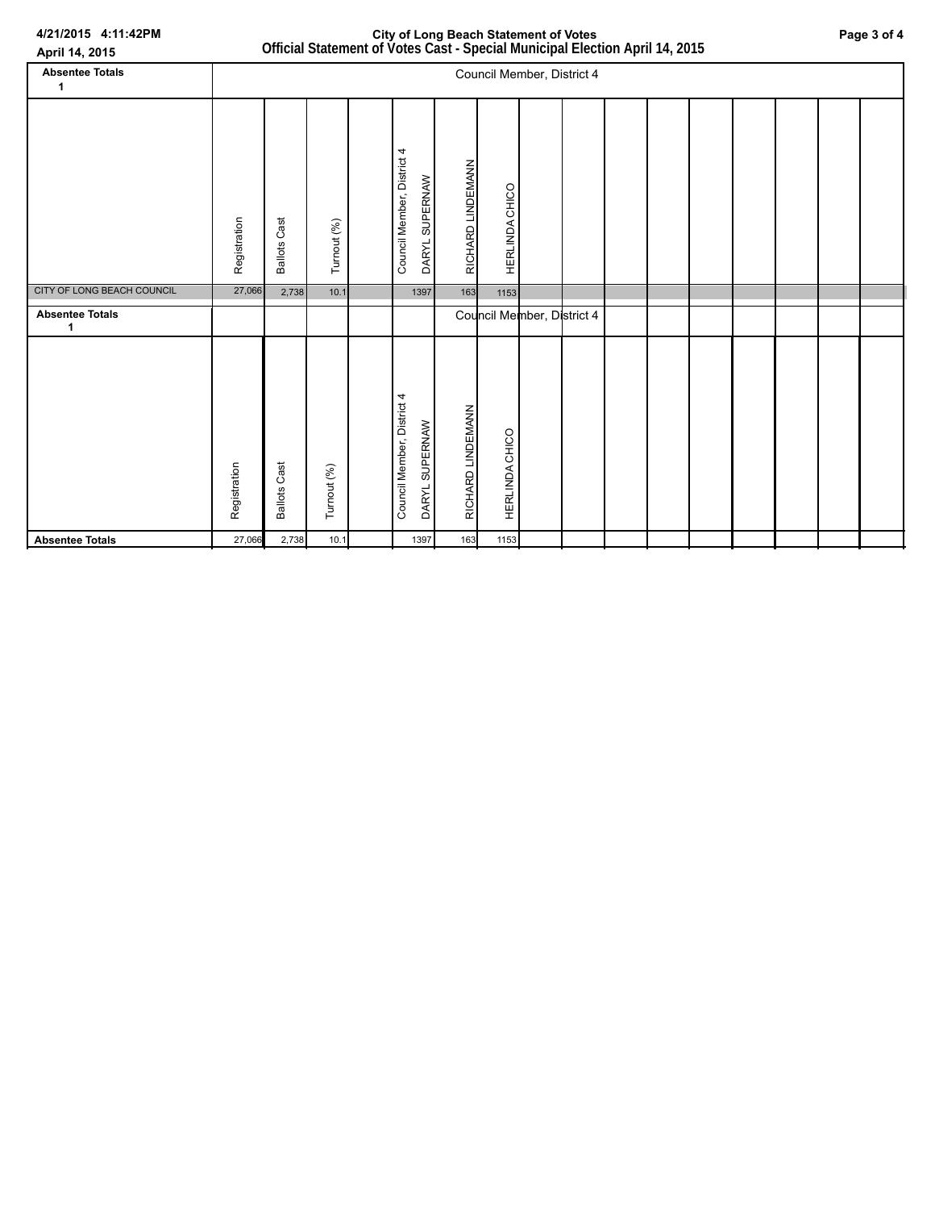| Absentee Totals 1 | Council Member, District 4 | | | | | | | | | | | | | | | |
|---|---|---|---|---|---|---|---|---|---|---|---|---|---|---|---|---|
| | Registration | Ballots Cast | Turnout (%) | | Council Member, District 4 DARYL SUPERNAW | RICHARD LINDEMANN | HERLINDA CHICO | | | | | | | | | |
| CITY OF LONG BEACH COUNCIL | 27,066 | 2,738 | 10.1 | | 1397 | 163 | 1153 | | | | | | | | | |

| Absentee Totals 1 | | | | | | Council Member, District 4 | | | | | | | | | | |
|---|---|---|---|---|---|---|---|---|---|---|---|---|---|---|---|---|
| | Registration | Ballots Cast | Turnout (%) | | Council Member, District 4 DARYL SUPERNAW | RICHARD LINDEMANN | HERLINDA CHICO | | | | | | | | | |
| **Absentee Totals** | 27,066 | 2,738 | 10.1 | | 1397 | 163 | 1153 | | | | | | | | | |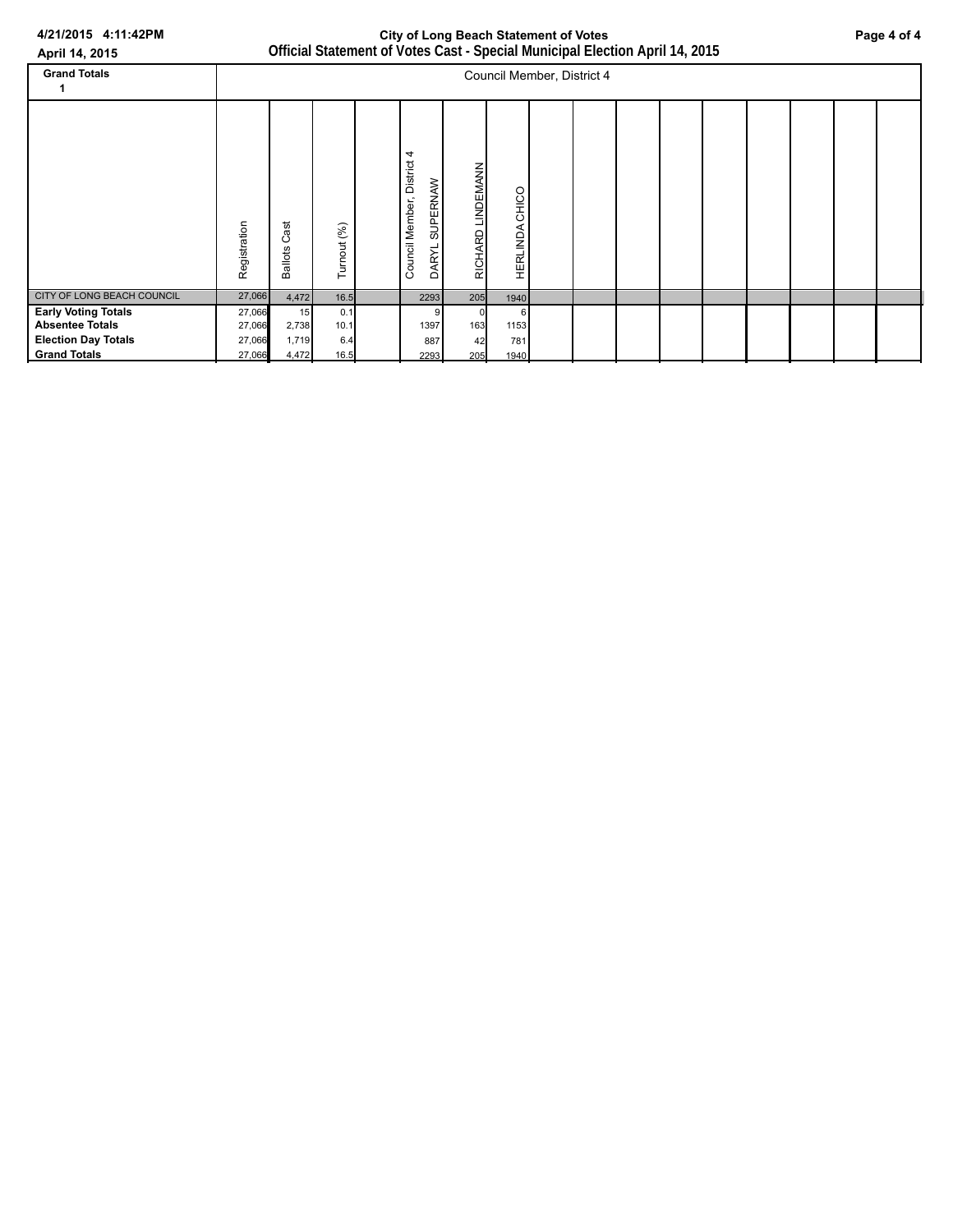# City of Long Beach Statement of Votes

## Official Statement of Votes Cast - Special Municipal Election April 14, 2015

4/21/2015 4:11:42PM

April 14, 2015

**Grand Totals**
**1**

Council Member, District 4

| | Registration | Ballots Cast | Turnout (%) | | Council Member, District 4 DARYL SUPERNAW | RICHARD LINDEMANN | HERLINDA CHICO |
|---|---|---|---|---|---|---|---|
| CITY OF LONG BEACH COUNCIL | 27,066 | 4,472 | 16.5 | | 2293 | 205 | 1940 |
| **Early Voting Totals** | 27,066 | 15 | 0.1 | | 9 | 0 | 6 |
| **Absentee Totals** | 27,066 | 2,738 | 10.1 | | 1397 | 163 | 1153 |
| **Election Day Totals** | 27,066 | 1,719 | 6.4 | | 887 | 42 | 781 |
| **Grand Totals** | 27,066 | 4,472 | 16.5 | | 2293 | 205 | 1940 |